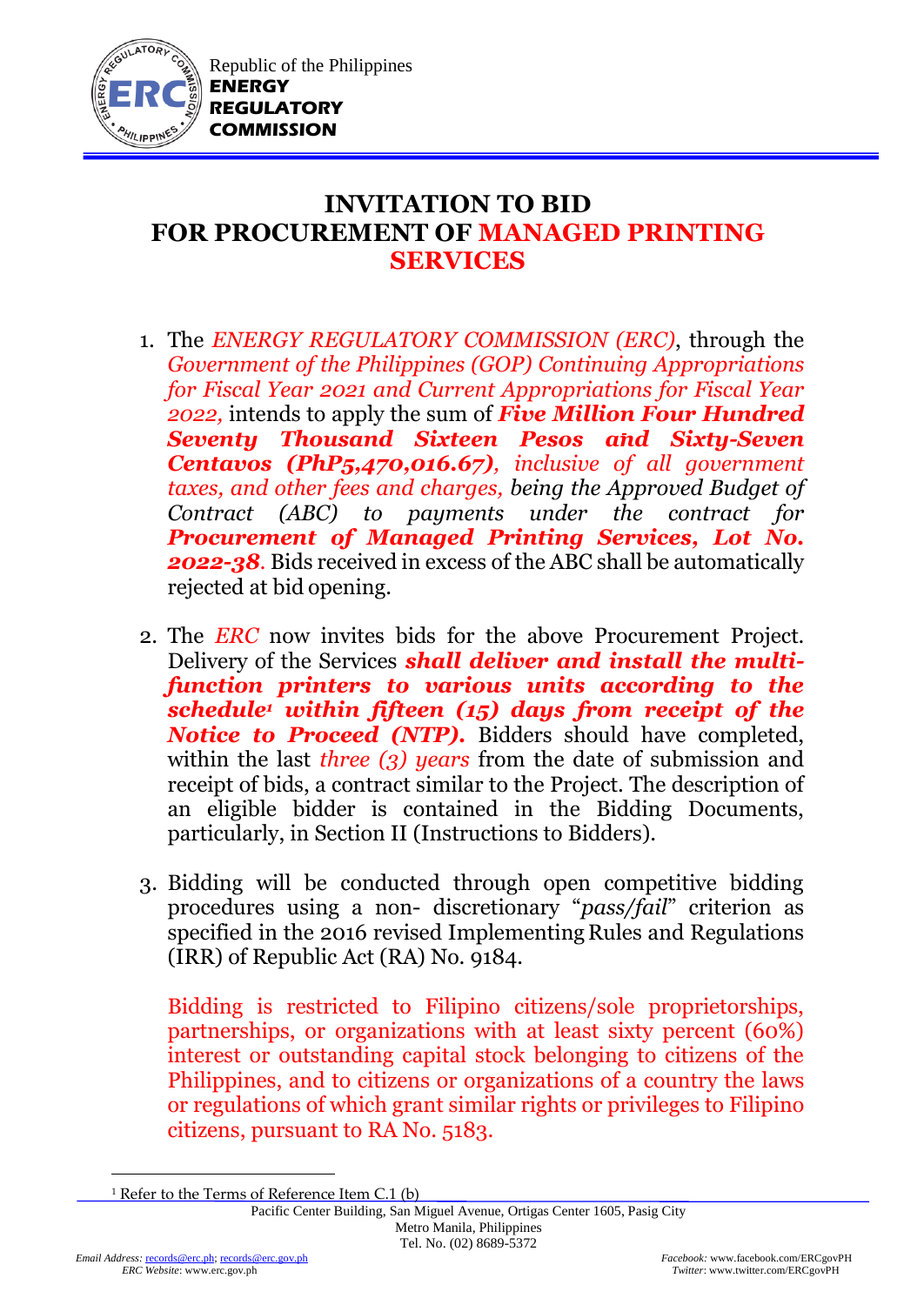Republic of the Philippines
**ENERGY REGULATORY COMMISSION**

# INVITATION TO BID FOR PROCUREMENT OF MANAGED PRINTING SERVICES

1. The *ENERGY REGULATORY COMMISSION (ERC)*, through the *Government of the Philippines (GOP) Continuing Appropriations for Fiscal Year 2021 and Current Appropriations for Fiscal Year 2022,* intends to apply the sum of ***Five Million Four Hundred Seventy Thousand Sixteen Pesos and Sixty-Seven Centavos (PhP5,470,016.67)****, inclusive of all government taxes, and other fees and charges, being the Approved Budget of Contract (ABC) to payments under the contract for* ***Procurement of Managed Printing Services, Lot No. 2022-38***. Bids received in excess of the ABC shall be automatically rejected at bid opening.

2. The *ERC* now invites bids for the above Procurement Project. Delivery of the Services ***shall deliver and install the multi-function printers to various units according to the schedule[1] within fifteen (15) days from receipt of the Notice to Proceed (NTP).*** Bidders should have completed, within the last *three (3) years* from the date of submission and receipt of bids, a contract similar to the Project. The description of an eligible bidder is contained in the Bidding Documents, particularly, in Section II (Instructions to Bidders).

3. Bidding will be conducted through open competitive bidding procedures using a non- discretionary "*pass/fail*" criterion as specified in the 2016 revised Implementing Rules and Regulations (IRR) of Republic Act (RA) No. 9184.

   Bidding is restricted to Filipino citizens/sole proprietorships, partnerships, or organizations with at least sixty percent (60%) interest or outstanding capital stock belonging to citizens of the Philippines, and to citizens or organizations of a country the laws or regulations of which grant similar rights or privileges to Filipino citizens, pursuant to RA No. 5183.

[1] Refer to the Terms of Reference Item C.1 (b)

Pacific Center Building, San Miguel Avenue, Ortigas Center 1605, Pasig City
Metro Manila, Philippines
Tel. No. (02) 8689-5372

*Email Address:* records@erc.ph; records@erc.gov.ph
*ERC Website*: www.erc.gov.ph
*Facebook:* www.facebook.com/ERCgovPH
*Twitter*: www.twitter.com/ERCgovPH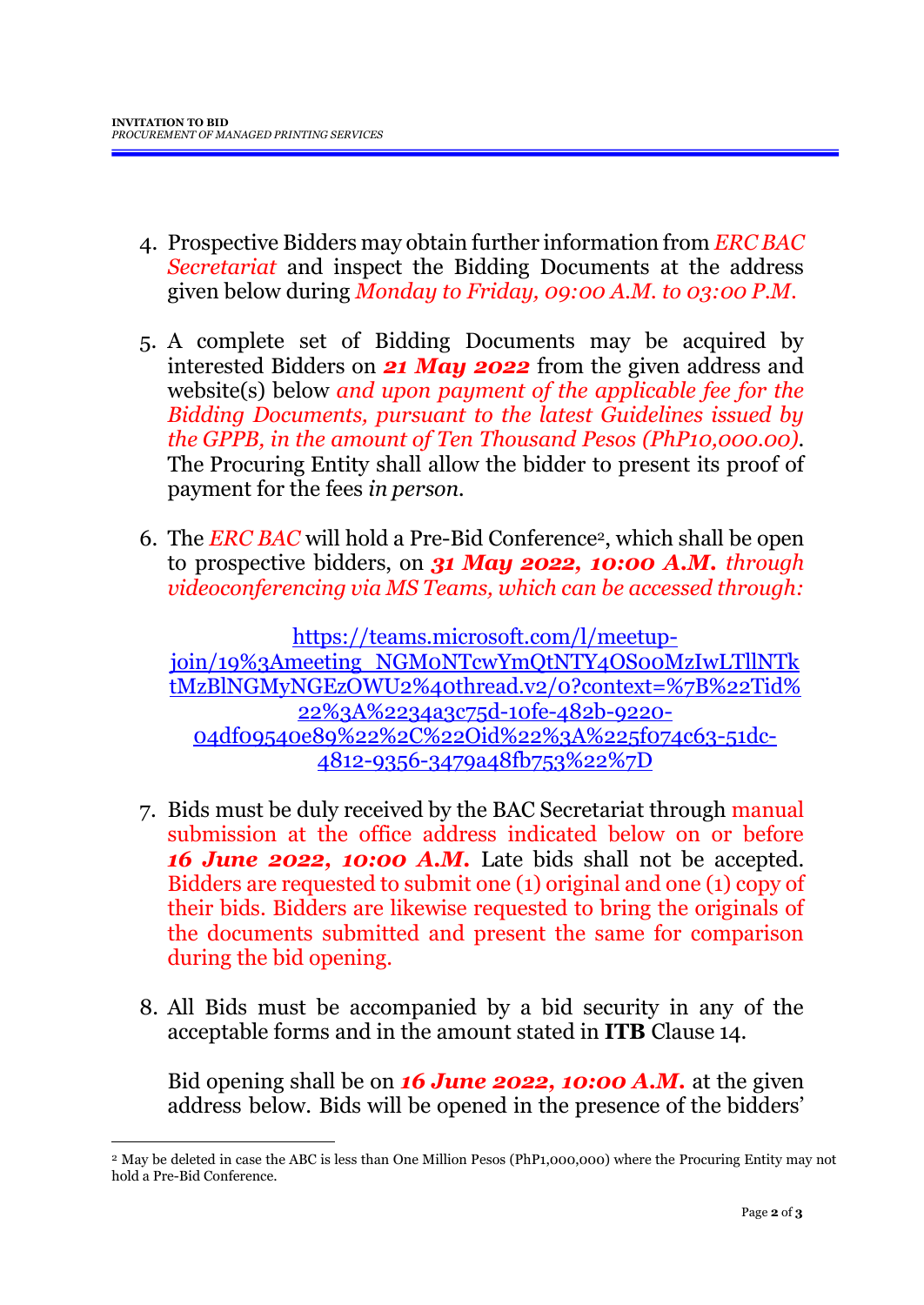4. Prospective Bidders may obtain further information from *ERC BAC Secretariat* and inspect the Bidding Documents at the address given below during *Monday to Friday, 09:00 A.M. to 03:00 P.M.*

5. A complete set of Bidding Documents may be acquired by interested Bidders on ***21 May 2022*** from the given address and website(s) below *and upon payment of the applicable fee for the Bidding Documents, pursuant to the latest Guidelines issued by the GPPB, in the amount of Ten Thousand Pesos (PhP10,000.00)*. The Procuring Entity shall allow the bidder to present its proof of payment for the fees *in person*.

6. The *ERC BAC* will hold a Pre-Bid Conference[2], which shall be open to prospective bidders, on ***31 May 2022, 10:00 A.M.*** *through videoconferencing via MS Teams, which can be accessed through:*

   https://teams.microsoft.com/l/meetup-join/19%3Ameeting_NGM0NTcwYmQtNTY4OS00MzIwLTllNTktMzBlNGMyNGEzOWU2%40thread.v2/0?context=%7B%22Tid%22%3A%2234a3c75d-10fe-482b-9220-04df09540e89%22%2C%22Oid%22%3A%225f074c63-51dc-4812-9356-3479a48fb753%22%7D

7. Bids must be duly received by the BAC Secretariat through manual submission at the office address indicated below on or before ***16 June 2022, 10:00 A.M.*** Late bids shall not be accepted. Bidders are requested to submit one (1) original and one (1) copy of their bids. Bidders are likewise requested to bring the originals of the documents submitted and present the same for comparison during the bid opening.

8. All Bids must be accompanied by a bid security in any of the acceptable forms and in the amount stated in **ITB** Clause 14.

   Bid opening shall be on ***16 June 2022, 10:00 A.M.*** at the given address below. Bids will be opened in the presence of the bidders'

[2] May be deleted in case the ABC is less than One Million Pesos (PhP1,000,000) where the Procuring Entity may not hold a Pre-Bid Conference.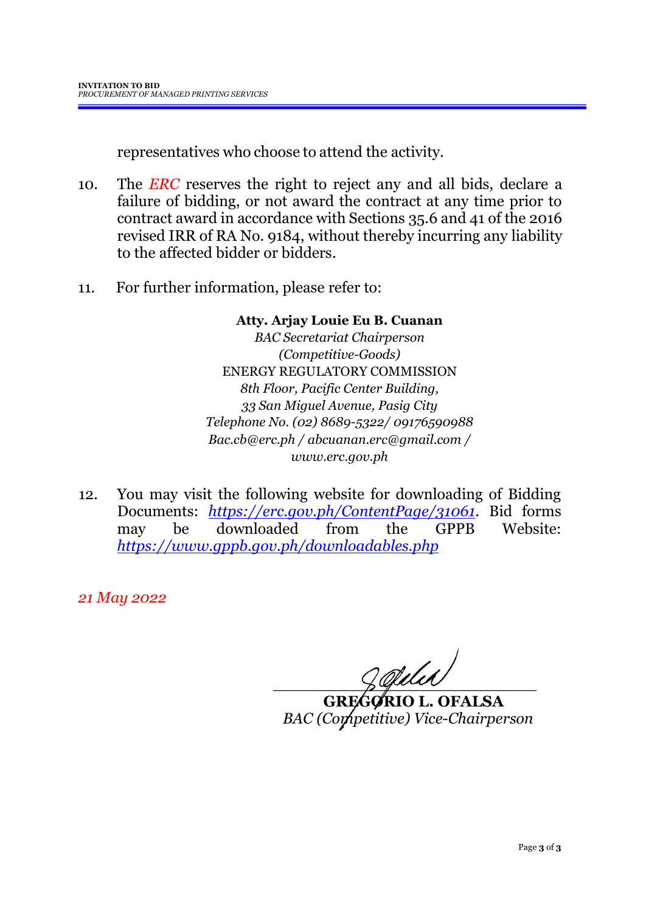representatives who choose to attend the activity.

10. The *ERC* reserves the right to reject any and all bids, declare a failure of bidding, or not award the contract at any time prior to contract award in accordance with Sections 35.6 and 41 of the 2016 revised IRR of RA No. 9184, without thereby incurring any liability to the affected bidder or bidders.

11. For further information, please refer to:

**Atty. Arjay Louie Eu B. Cuanan**
*BAC Secretariat Chairperson*
*(Competitive-Goods)*
ENERGY REGULATORY COMMISSION
*8th Floor, Pacific Center Building,*
*33 San Miguel Avenue, Pasig City*
*Telephone No. (02) 8689-5322/ 09176590988*
*Bac.cb@erc.ph / abcuanan.erc@gmail.com /*
*www.erc.gov.ph*

12. You may visit the following website for downloading of Bidding Documents: *https://erc.gov.ph/ContentPage/31061*. Bid forms may be downloaded from the GPPB Website: *https://www.gppb.gov.ph/downloadables.php*

*21 May 2022*

**GREGORIO L. OFALSA**
*BAC (Competitive) Vice-Chairperson*